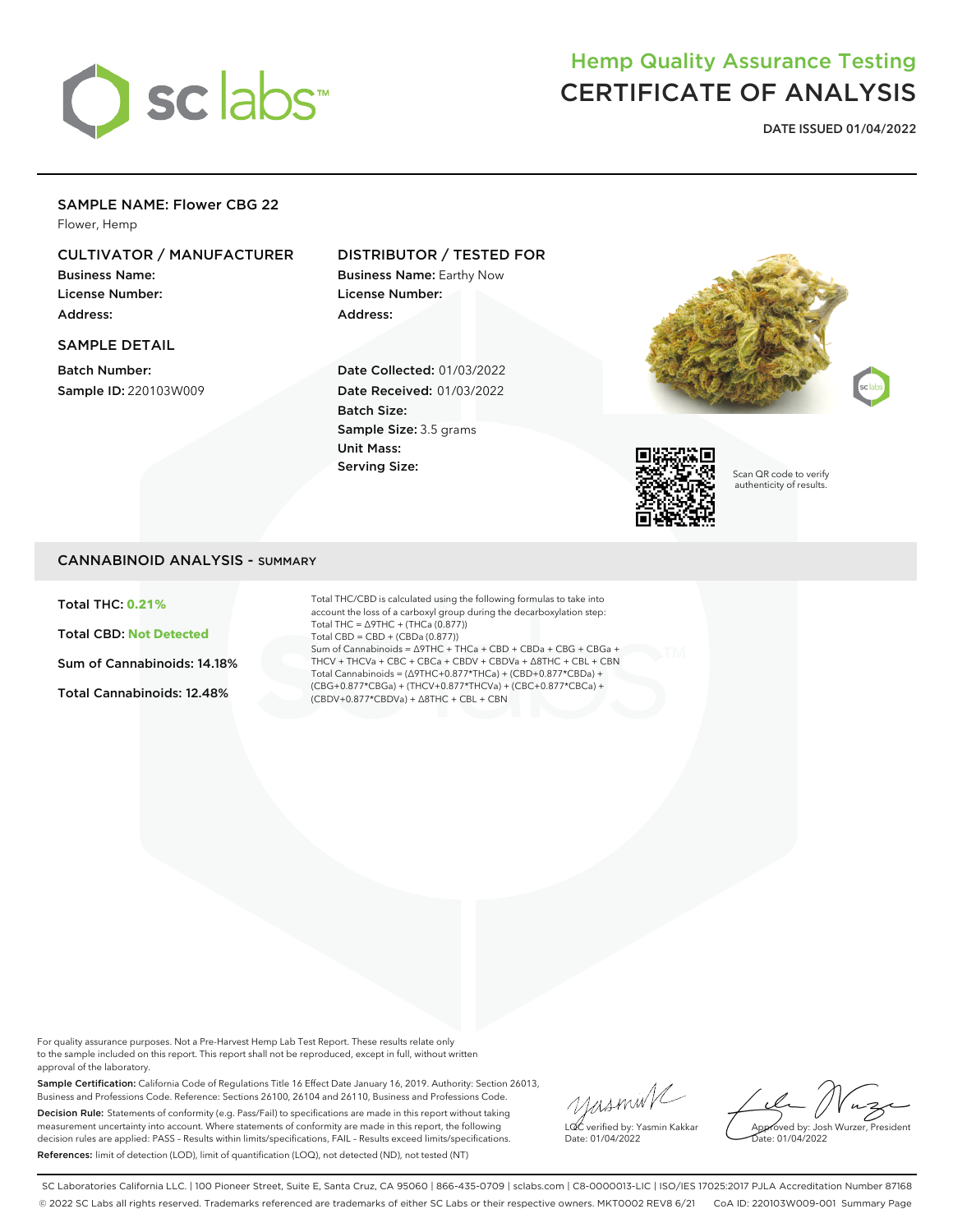# Hemp Quality Assurance Testing
# CERTIFICATE OF ANALYSIS

**DATE ISSUED 01/04/2022**

## SAMPLE NAME: Flower CBG 22

Flower, Hemp

### CULTIVATOR / MANUFACTURER

**Business Name:**
**License Number:**
**Address:**

### DISTRIBUTOR / TESTED FOR

**Business Name:** Earthy Now
**License Number:**
**Address:**

### SAMPLE DETAIL

**Batch Number:**
**Sample ID:** 220103W009

**Date Collected:** 01/03/2022
**Date Received:** 01/03/2022
**Batch Size:**
**Sample Size:** 3.5 grams
**Unit Mass:**
**Serving Size:**

Scan QR code to verify authenticity of results.

## CANNABINOID ANALYSIS - SUMMARY

**Total THC: 0.21%**

**Total CBD: Not Detected**

**Sum of Cannabinoids: 14.18%**

**Total Cannabinoids: 12.48%**

Total THC/CBD is calculated using the following formulas to take into account the loss of a carboxyl group during the decarboxylation step:
Total THC = Δ9THC + (THCa (0.877))
Total CBD = CBD + (CBDa (0.877))
Sum of Cannabinoids = Δ9THC + THCa + CBD + CBDa + CBG + CBGa + THCV + THCVa + CBC + CBCa + CBDV + CBDVa + Δ8THC + CBL + CBN
Total Cannabinoids = (Δ9THC+0.877*THCa) + (CBD+0.877*CBDa) + (CBG+0.877*CBGa) + (THCV+0.877*THCVa) + (CBC+0.877*CBCa) + (CBDV+0.877*CBDVa) + Δ8THC + CBL + CBN

For quality assurance purposes. Not a Pre-Harvest Hemp Lab Test Report. These results relate only to the sample included on this report. This report shall not be reproduced, except in full, without written approval of the laboratory.

**Sample Certification:** California Code of Regulations Title 16 Effect Date January 16, 2019. Authority: Section 26013, Business and Professions Code. Reference: Sections 26100, 26104 and 26110, Business and Professions Code.

**Decision Rule:** Statements of conformity (e.g. Pass/Fail) to specifications are made in this report without taking measurement uncertainty into account. Where statements of conformity are made in this report, the following decision rules are applied: PASS – Results within limits/specifications, FAIL – Results exceed limits/specifications.

**References:** limit of detection (LOD), limit of quantification (LOQ), not detected (ND), not tested (NT)

LQC verified by: Yasmin Kakkar
Date: 01/04/2022

Approved by: Josh Wurzer, President
Date: 01/04/2022

SC Laboratories California LLC. | 100 Pioneer Street, Suite E, Santa Cruz, CA 95060 | 866-435-0709 | sclabs.com | C8-0000013-LIC | ISO/IES 17025:2017 PJLA Accreditation Number 87168
© 2022 SC Labs all rights reserved. Trademarks referenced are trademarks of either SC Labs or their respective owners. MKT0002 REV8 6/21 CoA ID: 220103W009-001 Summary Page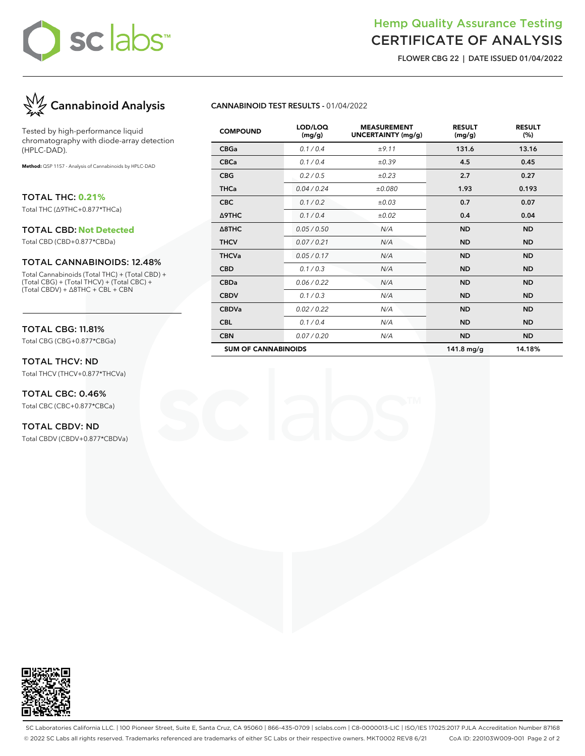# Hemp Quality Assurance Testing
# CERTIFICATE OF ANALYSIS

**FLOWER CBG 22 | DATE ISSUED 01/04/2022**

## Cannabinoid Analysis

Tested by high-performance liquid chromatography with diode-array detection (HPLC-DAD).

**Method:** QSP 1157 - Analysis of Cannabinoids by HPLC-DAD

### TOTAL THC: 0.21%

Total THC (Δ9THC+0.877*THCa)

### TOTAL CBD: Not Detected

Total CBD (CBD+0.877*CBDa)

### TOTAL CANNABINOIDS: 12.48%

Total Cannabinoids (Total THC) + (Total CBD) + (Total CBG) + (Total THCV) + (Total CBC) + (Total CBDV) + Δ8THC + CBL + CBN

### TOTAL CBG: 11.81%

Total CBG (CBG+0.877*CBGa)

### TOTAL THCV: ND

Total THCV (THCV+0.877*THCVa)

### TOTAL CBC: 0.46%

Total CBC (CBC+0.877*CBCa)

### TOTAL CBDV: ND

Total CBDV (CBDV+0.877*CBDVa)

**CANNABINOID TEST RESULTS** - 01/04/2022

| COMPOUND | LOD/LOQ (mg/g) | MEASUREMENT UNCERTAINTY (mg/g) | RESULT (mg/g) | RESULT (%) |
|---|---|---|---|---|
| CBGa | 0.1 / 0.4 | ±9.11 | 131.6 | 13.16 |
| CBCa | 0.1 / 0.4 | ±0.39 | 4.5 | 0.45 |
| CBG | 0.2 / 0.5 | ±0.23 | 2.7 | 0.27 |
| THCa | 0.04 / 0.24 | ±0.080 | 1.93 | 0.193 |
| CBC | 0.1 / 0.2 | ±0.03 | 0.7 | 0.07 |
| Δ9THC | 0.1 / 0.4 | ±0.02 | 0.4 | 0.04 |
| Δ8THC | 0.05 / 0.50 | N/A | ND | ND |
| THCV | 0.07 / 0.21 | N/A | ND | ND |
| THCVa | 0.05 / 0.17 | N/A | ND | ND |
| CBD | 0.1 / 0.3 | N/A | ND | ND |
| CBDa | 0.06 / 0.22 | N/A | ND | ND |
| CBDV | 0.1 / 0.3 | N/A | ND | ND |
| CBDVa | 0.02 / 0.22 | N/A | ND | ND |
| CBL | 0.1 / 0.4 | N/A | ND | ND |
| CBN | 0.07 / 0.20 | N/A | ND | ND |
| **SUM OF CANNABINOIDS** | | | **141.8 mg/g** | **14.18%** |

SC Laboratories California LLC. | 100 Pioneer Street, Suite E, Santa Cruz, CA 95060 | 866-435-0709 | sclabs.com | C8-0000013-LIC | ISO/IES 17025:2017 PJLA Accreditation Number 87168

© 2022 SC Labs all rights reserved. Trademarks referenced are trademarks of either SC Labs or their respective owners. MKT0002 REV8 6/21 CoA ID: 220103W009-001